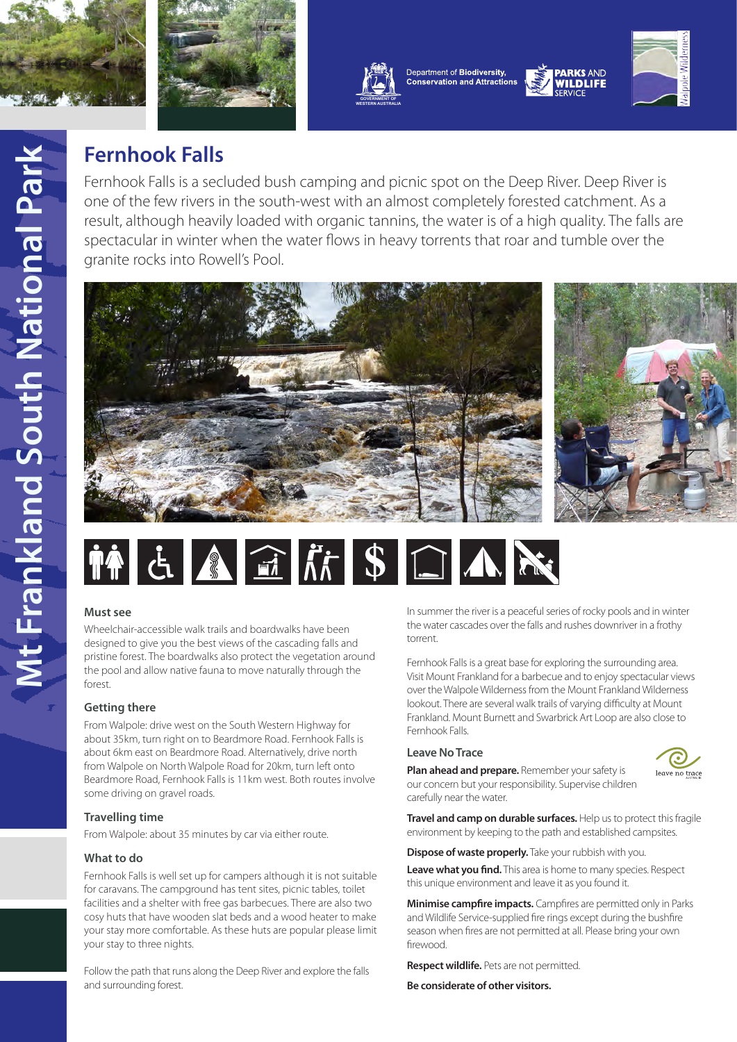Department of **Biodiversity, Conservation and Attractions**

**PARKS AND WILDLIFE SERVICE**

# Mt Frankland South National Park

## Fernhook Falls

Fernhook Falls is a secluded bush camping and picnic spot on the Deep River. Deep River is one of the few rivers in the south-west with an almost completely forested catchment. As a result, although heavily loaded with organic tannins, the water is of a high quality. The falls are spectacular in winter when the water flows in heavy torrents that roar and tumble over the granite rocks into Rowell's Pool.

### Must see

Wheelchair-accessible walk trails and boardwalks have been designed to give you the best views of the cascading falls and pristine forest. The boardwalks also protect the vegetation around the pool and allow native fauna to move naturally through the forest.

### Getting there

From Walpole: drive west on the South Western Highway for about 35km, turn right on to Beardmore Road. Fernhook Falls is about 6km east on Beardmore Road. Alternatively, drive north from Walpole on North Walpole Road for 20km, turn left onto Beardmore Road, Fernhook Falls is 11km west. Both routes involve some driving on gravel roads.

### Travelling time

From Walpole: about 35 minutes by car via either route.

### What to do

Fernhook Falls is well set up for campers although it is not suitable for caravans. The campground has tent sites, picnic tables, toilet facilities and a shelter with free gas barbecues. There are also two cosy huts that have wooden slat beds and a wood heater to make your stay more comfortable. As these huts are popular please limit your stay to three nights.

Follow the path that runs along the Deep River and explore the falls and surrounding forest.

In summer the river is a peaceful series of rocky pools and in winter the water cascades over the falls and rushes downriver in a frothy torrent.

Fernhook Falls is a great base for exploring the surrounding area. Visit Mount Frankland for a barbecue and to enjoy spectacular views over the Walpole Wilderness from the Mount Frankland Wilderness lookout. There are several walk trails of varying difficulty at Mount Frankland. Mount Burnett and Swarbrick Art Loop are also close to Fernhook Falls.

### Leave No Trace

**Plan ahead and prepare.** Remember your safety is our concern but your responsibility. Supervise children carefully near the water.

**Travel and camp on durable surfaces.** Help us to protect this fragile environment by keeping to the path and established campsites.

**Dispose of waste properly.** Take your rubbish with you.

**Leave what you find.** This area is home to many species. Respect this unique environment and leave it as you found it.

**Minimise campfire impacts.** Campfires are permitted only in Parks and Wildlife Service-supplied fire rings except during the bushfire season when fires are not permitted at all. Please bring your own firewood.

**Respect wildlife.** Pets are not permitted.

**Be considerate of other visitors.**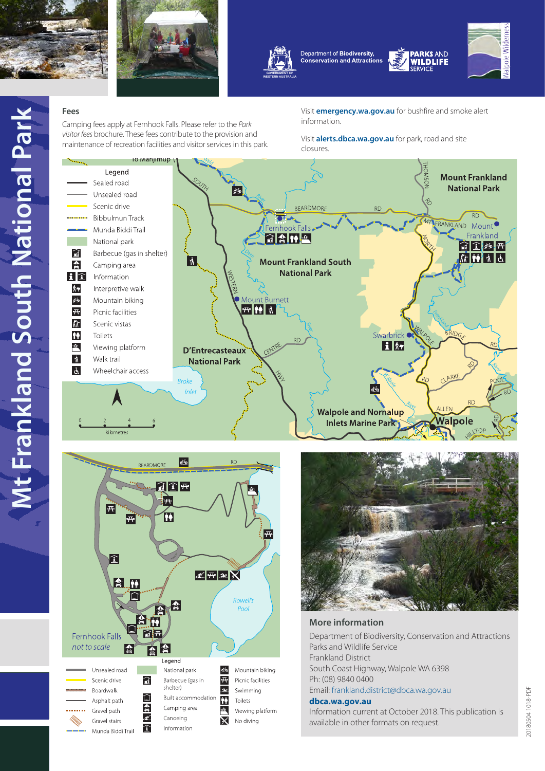# Mt Frankland South National Park

Department of **Biodiversity, Conservation and Attractions**

PARKS AND WILDLIFE SERVICE

## Fees

Camping fees apply at Fernhook Falls. Please refer to the *Park visitor fees* brochure. These fees contribute to the provision and maintenance of recreation facilities and visitor services in this park.

Visit **emergency.wa.gov.au** for bushfire and smoke alert information.

Visit **alerts.dbca.wa.gov.au** for park, road and site closures.

Legend

- Sealed road
- Unsealed road
- Scenic drive
- Bibbulmun Track
- Munda Biddi Trail
- National park
- Barbecue (gas in shelter)
- Camping area
- Information
- Interpretive walk
- Mountain biking
- Picnic facilities
- Scenic vistas
- Toilets
- Viewing platform
- Walk trail
- Wheelchair access

To Manjimup

Mount Frankland National Park

Mount Frankland South National Park

D'Entrecasteaux National Park

Walpole and Nornalup Inlets Marine Park

Fernhook Falls

Mount Frankland

Mount Burnett

Swarbrick

Walpole

Broke Inlet

0 2 4 6
kilometres

Fernhook Falls
*not to scale*

Rowell's Pool

Legend

- Unsealed road
- Scenic drive
- Boardwalk
- Asphalt path
- Gravel path
- Gravel stairs
- Munda Biddi Trail
- National park
- Barbecue (gas in shelter)
- Built accommodation
- Camping area
- Canoeing
- Information
- Mountain biking
- Picnic facilities
- Swimming
- Toilets
- Viewing platform
- No diving

## More information

Department of Biodiversity, Conservation and Attractions
Parks and Wildlife Service
Frankland District
South Coast Highway, Walpole WA 6398
Ph: (08) 9840 0400
Email: frankland.district@dbca.wa.gov.au
**dbca.wa.gov.au**
Information current at October 2018. This publication is available in other formats on request.

20180504 1018-PDF